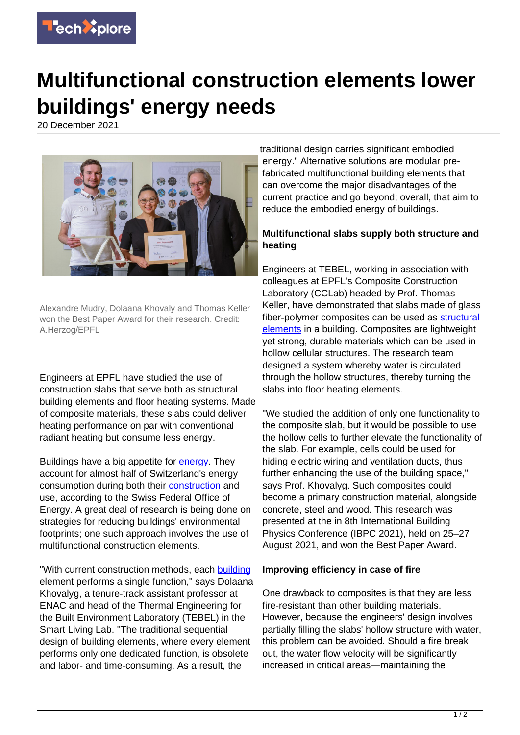# Multifunctional construction elements lower buildings' energy needs

20 December 2021

Alexandre Mudry, Dolaana Khovaly and Thomas Keller won the Best Paper Award for their research. Credit: A.Herzog/EPFL

Engineers at EPFL have studied the use of construction slabs that serve both as structural building elements and floor heating systems. Made of composite materials, these slabs could deliver heating performance on par with conventional radiant heating but consume less energy.

Buildings have a big appetite for energy. They account for almost half of Switzerland's energy consumption during both their construction and use, according to the Swiss Federal Office of Energy. A great deal of research is being done on strategies for reducing buildings' environmental footprints; one such approach involves the use of multifunctional construction elements.

"With current construction methods, each building element performs a single function," says Dolaana Khovalyg, a tenure-track assistant professor at ENAC and head of the Thermal Engineering for the Built Environment Laboratory (TEBEL) in the Smart Living Lab. "The traditional sequential design of building elements, where every element performs only one dedicated function, is obsolete and labor- and time-consuming. As a result, the traditional design carries significant embodied energy." Alternative solutions are modular pre-fabricated multifunctional building elements that can overcome the major disadvantages of the current practice and go beyond; overall, that aim to reduce the embodied energy of buildings.

## Multifunctional slabs supply both structure and heating

Engineers at TEBEL, working in association with colleagues at EPFL's Composite Construction Laboratory (CCLab) headed by Prof. Thomas Keller, have demonstrated that slabs made of glass fiber-polymer composites can be used as structural elements in a building. Composites are lightweight yet strong, durable materials which can be used in hollow cellular structures. The research team designed a system whereby water is circulated through the hollow structures, thereby turning the slabs into floor heating elements.

"We studied the addition of only one functionality to the composite slab, but it would be possible to use the hollow cells to further elevate the functionality of the slab. For example, cells could be used for hiding electric wiring and ventilation ducts, thus further enhancing the use of the building space," says Prof. Khovalyg. Such composites could become a primary construction material, alongside concrete, steel and wood. This research was presented at the in 8th International Building Physics Conference (IBPC 2021), held on 25–27 August 2021, and won the Best Paper Award.

## Improving efficiency in case of fire

One drawback to composites is that they are less fire-resistant than other building materials. However, because the engineers' design involves partially filling the slabs' hollow structure with water, this problem can be avoided. Should a fire break out, the water flow velocity will be significantly increased in critical areas—maintaining the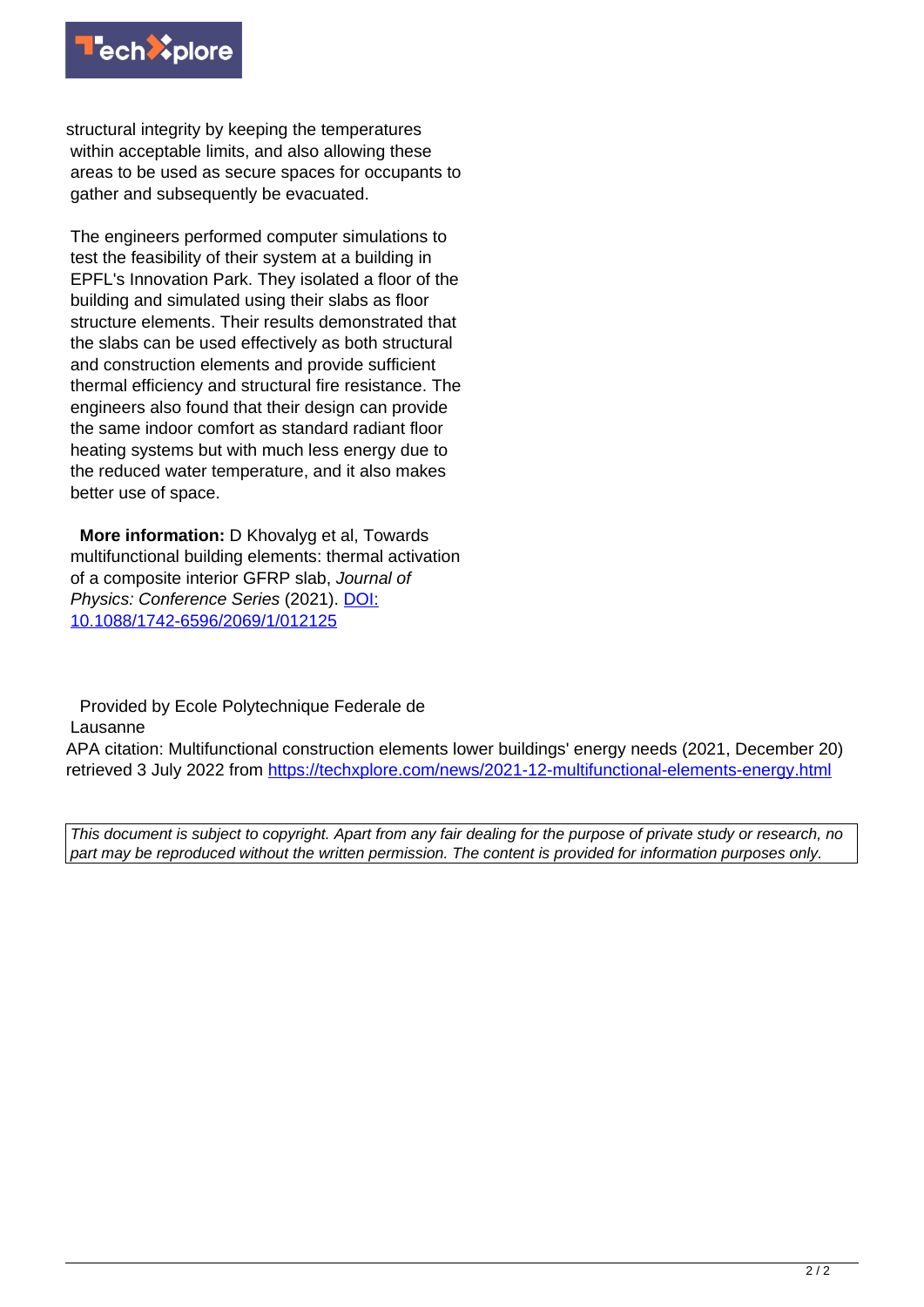structural integrity by keeping the temperatures within acceptable limits, and also allowing these areas to be used as secure spaces for occupants to gather and subsequently be evacuated.

The engineers performed computer simulations to test the feasibility of their system at a building in EPFL's Innovation Park. They isolated a floor of the building and simulated using their slabs as floor structure elements. Their results demonstrated that the slabs can be used effectively as both structural and construction elements and provide sufficient thermal efficiency and structural fire resistance. The engineers also found that their design can provide the same indoor comfort as standard radiant floor heating systems but with much less energy due to the reduced water temperature, and it also makes better use of space.

**More information:** D Khovalyg et al, Towards multifunctional building elements: thermal activation of a composite interior GFRP slab, *Journal of Physics: Conference Series* (2021). [DOI: 10.1088/1742-6596/2069/1/012125](https://dx.doi.org/10.1088/1742-6596/2069/1/012125)

Provided by Ecole Polytechnique Federale de Lausanne

APA citation: Multifunctional construction elements lower buildings' energy needs (2021, December 20) retrieved 3 July 2022 from https://techxplore.com/news/2021-12-multifunctional-elements-energy.html

*This document is subject to copyright. Apart from any fair dealing for the purpose of private study or research, no part may be reproduced without the written permission. The content is provided for information purposes only.*